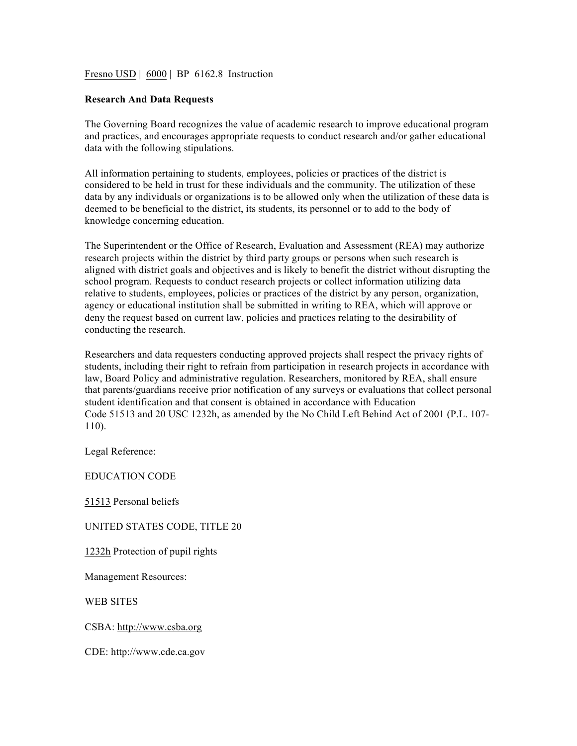Fresno USD | 6000 | BP 6162.8 Instruction

**Research And Data Requests**

The Governing Board recognizes the value of academic research to improve educational program and practices, and encourages appropriate requests to conduct research and/or gather educational data with the following stipulations.

All information pertaining to students, employees, policies or practices of the district is considered to be held in trust for these individuals and the community. The utilization of these data by any individuals or organizations is to be allowed only when the utilization of these data is deemed to be beneficial to the district, its students, its personnel or to add to the body of knowledge concerning education.

The Superintendent or the Office of Research, Evaluation and Assessment (REA) may authorize research projects within the district by third party groups or persons when such research is aligned with district goals and objectives and is likely to benefit the district without disrupting the school program. Requests to conduct research projects or collect information utilizing data relative to students, employees, policies or practices of the district by any person, organization, agency or educational institution shall be submitted in writing to REA, which will approve or deny the request based on current law, policies and practices relating to the desirability of conducting the research.

Researchers and data requesters conducting approved projects shall respect the privacy rights of students, including their right to refrain from participation in research projects in accordance with law, Board Policy and administrative regulation. Researchers, monitored by REA, shall ensure that parents/guardians receive prior notification of any surveys or evaluations that collect personal student identification and that consent is obtained in accordance with Education Code 51513 and 20 USC 1232h, as amended by the No Child Left Behind Act of 2001 (P.L. 107-110).

Legal Reference:

EDUCATION CODE

51513 Personal beliefs

UNITED STATES CODE, TITLE 20

1232h Protection of pupil rights

Management Resources:

WEB SITES

CSBA: http://www.csba.org

CDE: http://www.cde.ca.gov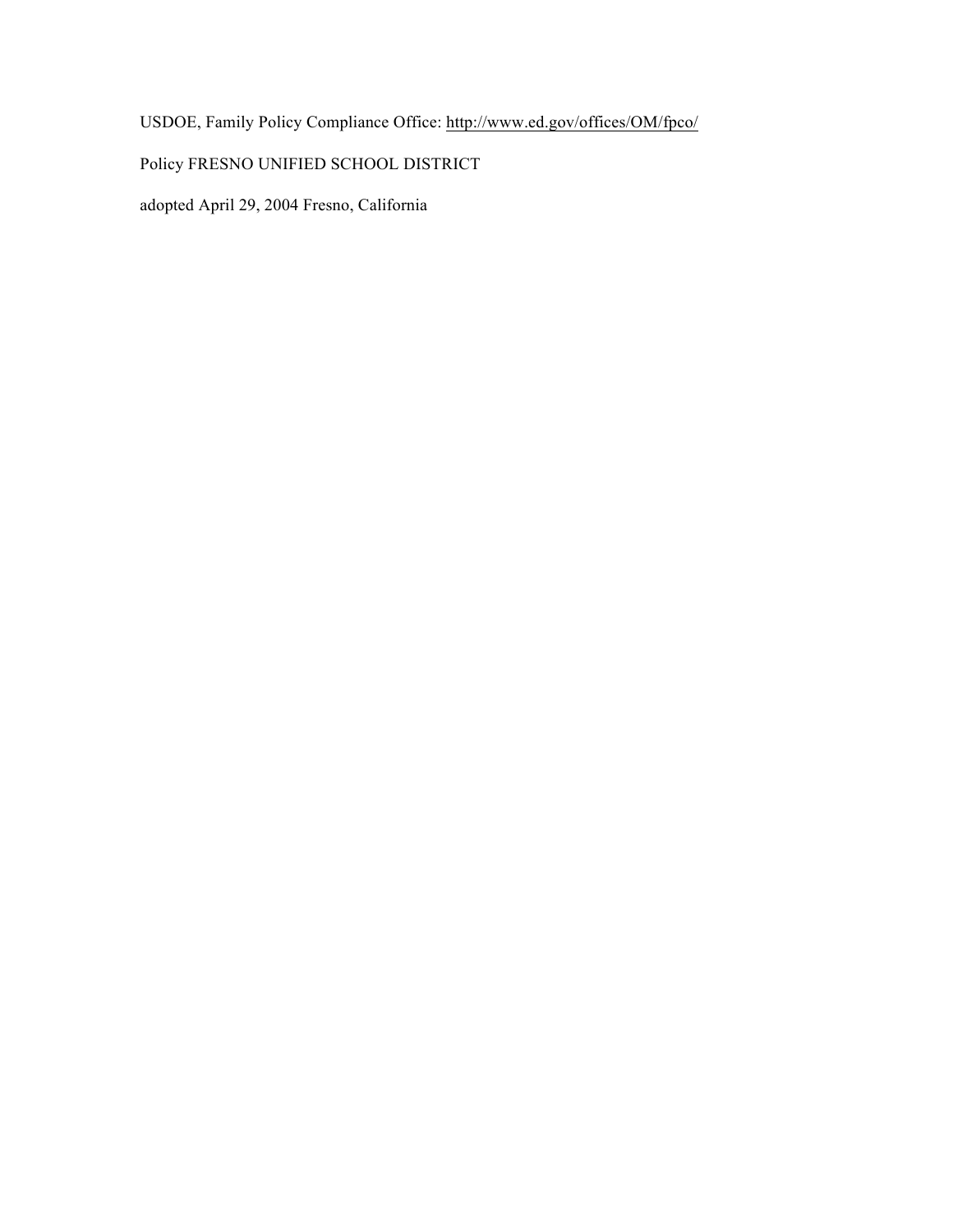USDOE, Family Policy Compliance Office: http://www.ed.gov/offices/OM/fpco/

Policy FRESNO UNIFIED SCHOOL DISTRICT

adopted April 29, 2004 Fresno, California